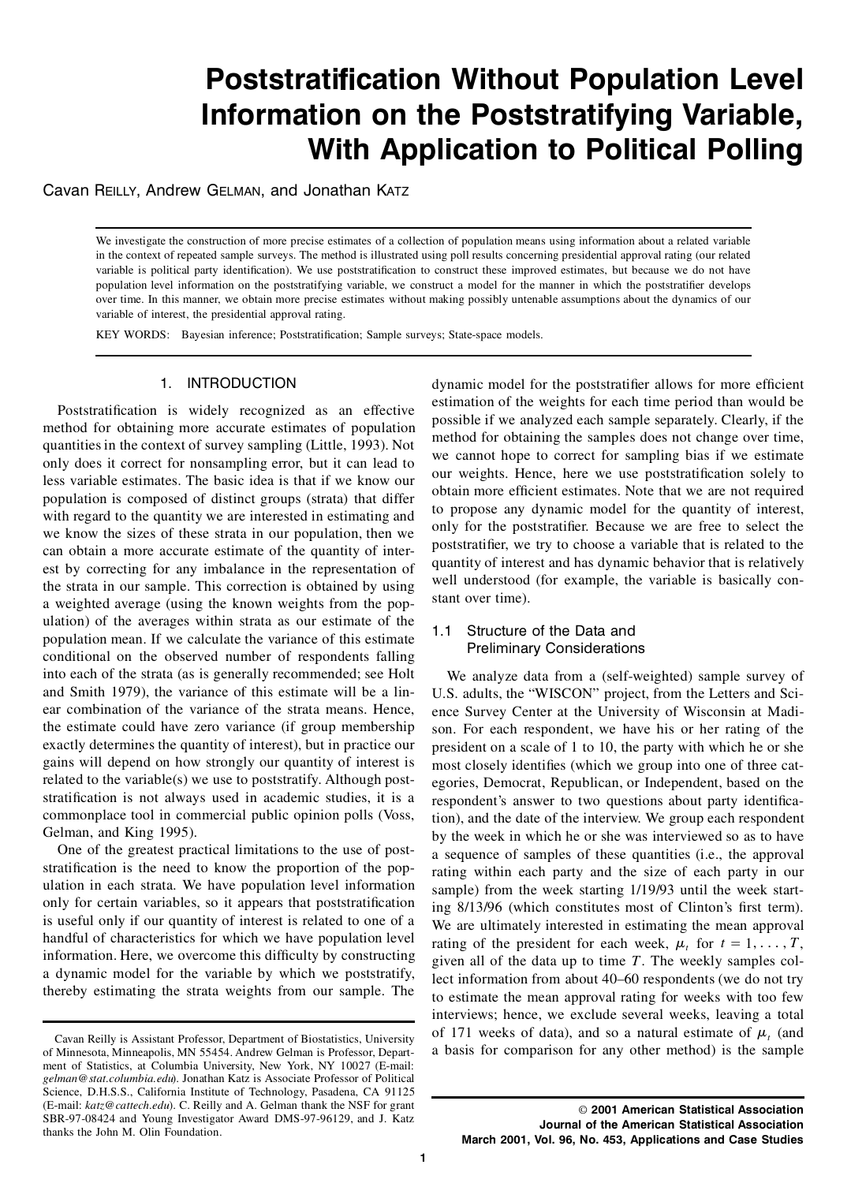# Poststratification Without Population Level Information on the Poststratifying Variable, With Application to Political Polling

Cavan Reilly, Andrew Gelman, and Jonathan Katz

We investigate the construction of more precise estimates of a collection of population means using information about a related variable in the context of repeated sample surveys. The method is illustrated using poll results concerning presidential approval rating (our related variable is political party identification). We use poststratification to construct these improved estimates, but because we do not have population level information on the poststratifying variable, we construct a model for the manner in which the poststratifier develops over time. In this manner, we obtain more precise estimates without making possibly untenable assumptions about the dynamics of our variable of interest, the presidential approval rating.

KEY WORDS: Bayesian inference; Poststratification; Sample surveys; State-space models.

## 1. INTRODUCTION

Poststratification is widely recognized as an effective method for obtaining more accurate estimates of population quantities in the context of survey sampling (Little, 1993). Not only does it correct for nonsampling error, but it can lead to less variable estimates. The basic idea is that if we know our population is composed of distinct groups (strata) that differ with regard to the quantity we are interested in estimating and we know the sizes of these strata in our population, then we can obtain a more accurate estimate of the quantity of interest by correcting for any imbalance in the representation of the strata in our sample. This correction is obtained by using a weighted average (using the known weights from the population) of the averages within strata as our estimate of the population mean. If we calculate the variance of this estimate conditional on the observed number of respondents falling into each of the strata (as is generally recommended; see Holt and Smith 1979), the variance of this estimate will be a linear combination of the variance of the strata means. Hence, the estimate could have zero variance (if group membership exactly determines the quantity of interest), but in practice our gains will depend on how strongly our quantity of interest is related to the variable(s) we use to poststratify. Although poststratification is not always used in academic studies, it is a commonplace tool in commercial public opinion polls (Voss, Gelman, and King 1995).

One of the greatest practical limitations to the use of poststratification is the need to know the proportion of the population in each strata. We have population level information only for certain variables, so it appears that poststratification is useful only if our quantity of interest is related to one of a handful of characteristics for which we have population level information. Here, we overcome this difficulty by constructing a dynamic model for the variable by which we poststratify, thereby estimating the strata weights from our sample. The dynamic model for the poststratifier allows for more efficient estimation of the weights for each time period than would be possible if we analyzed each sample separately. Clearly, if the method for obtaining the samples does not change over time, we cannot hope to correct for sampling bias if we estimate our weights. Hence, here we use poststratification solely to obtain more efficient estimates. Note that we are not required to propose any dynamic model for the quantity of interest, only for the poststratifier. Because we are free to select the poststratifier, we try to choose a variable that is related to the quantity of interest and has dynamic behavior that is relatively well understood (for example, the variable is basically constant over time).

### 1.1 Structure of the Data and Preliminary Considerations

We analyze data from a (self-weighted) sample survey of U.S. adults, the "WISCON" project, from the Letters and Science Survey Center at the University of Wisconsin at Madison. For each respondent, we have his or her rating of the president on a scale of 1 to 10, the party with which he or she most closely identifies (which we group into one of three categories, Democrat, Republican, or Independent, based on the respondent's answer to two questions about party identification), and the date of the interview. We group each respondent by the week in which he or she was interviewed so as to have a sequence of samples of these quantities (i.e., the approval rating within each party and the size of each party in our sample) from the week starting 1/19/93 until the week starting 8/13/96 (which constitutes most of Clinton's first term). We are ultimately interested in estimating the mean approval rating of the president for each week, $\mu_t$ for $t = 1, \ldots, T$, given all of the data up to time $T$. The weekly samples collect information from about 40–60 respondents (we do not try to estimate the mean approval rating for weeks with too few interviews; hence, we exclude several weeks, leaving a total of 171 weeks of data), and so a natural estimate of $\mu_t$ (and a basis for comparison for any other method) is the sample

Cavan Reilly is Assistant Professor, Department of Biostatistics, University of Minnesota, Minneapolis, MN 55454. Andrew Gelman is Professor, Department of Statistics, at Columbia University, New York, NY 10027 (E-mail: *gelman@stat.columbia.edu*). Jonathan Katz is Associate Professor of Political Science, D.H.S.S., California Institute of Technology, Pasadena, CA 91125 (E-mail: *katz@cattech.edu*). C. Reilly and A. Gelman thank the NSF for grant SBR-97-08424 and Young Investigator Award DMS-97-96129, and J. Katz thanks the John M. Olin Foundation.

© 2001 American Statistical Association
Journal of the American Statistical Association
March 2001, Vol. 96, No. 453, Applications and Case Studies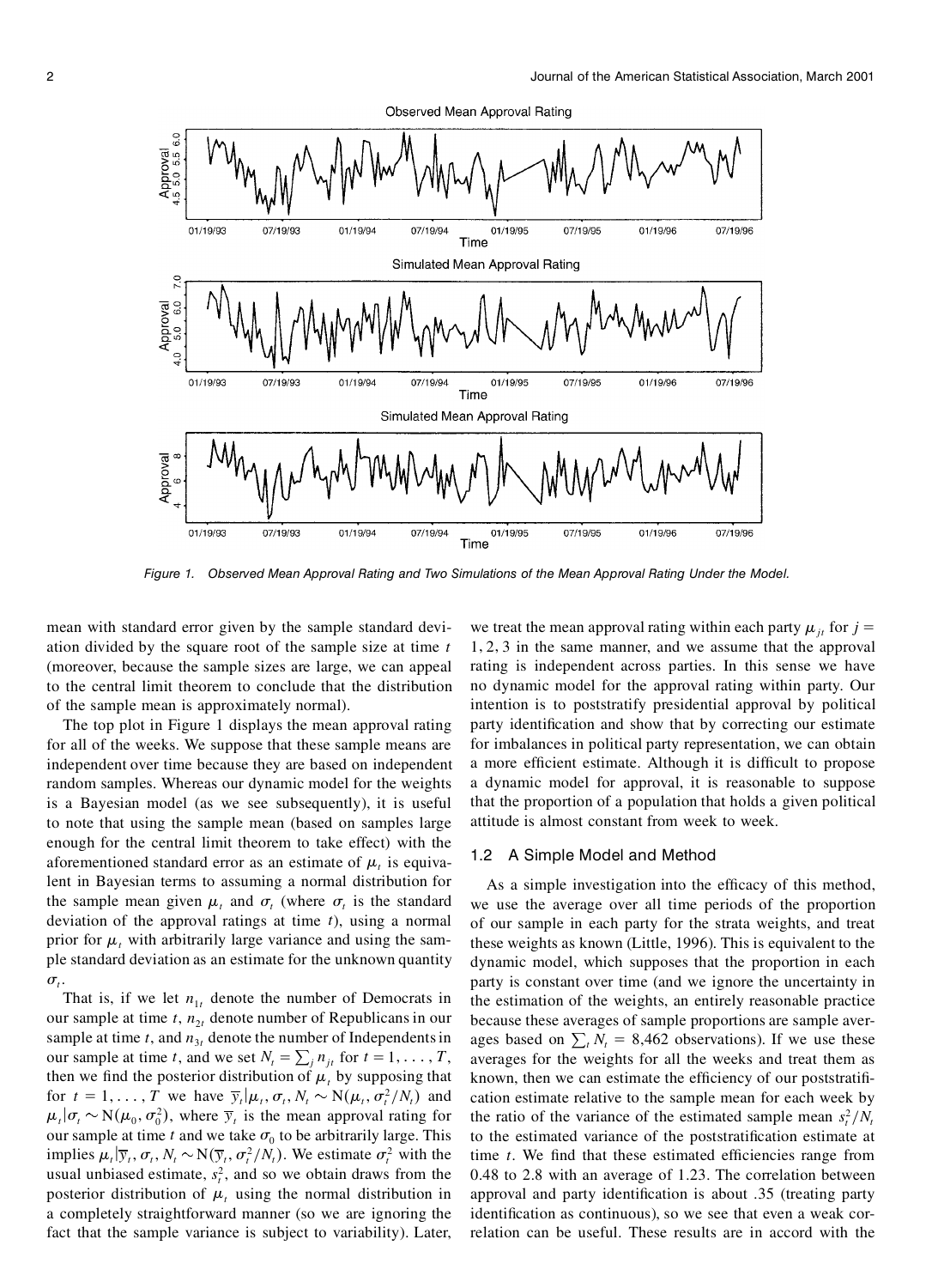Figure 1. Observed Mean Approval Rating and Two Simulations of the Mean Approval Rating Under the Model.

mean with standard error given by the sample standard deviation divided by the square root of the sample size at time $t$ (moreover, because the sample sizes are large, we can appeal to the central limit theorem to conclude that the distribution of the sample mean is approximately normal).

The top plot in Figure 1 displays the mean approval rating for all of the weeks. We suppose that these sample means are independent over time because they are based on independent random samples. Whereas our dynamic model for the weights is a Bayesian model (as we see subsequently), it is useful to note that using the sample mean (based on samples large enough for the central limit theorem to take effect) with the aforementioned standard error as an estimate of $\mu_t$ is equivalent in Bayesian terms to assuming a normal distribution for the sample mean given $\mu_t$ and $\sigma_t$ (where $\sigma_t$ is the standard deviation of the approval ratings at time $t$), using a normal prior for $\mu_t$ with arbitrarily large variance and using the sample standard deviation as an estimate for the unknown quantity $\sigma_t$.

That is, if we let $n_{1t}$ denote the number of Democrats in our sample at time $t$, $n_{2t}$ denote number of Republicans in our sample at time $t$, and $n_{3t}$ denote the number of Independents in our sample at time $t$, and we set $N_t = \sum_j n_{jt}$ for $t = 1, \ldots, T$, then we find the posterior distribution of $\mu_t$ by supposing that for $t = 1, \ldots, T$ we have $\overline{y}_t | \mu_t, \sigma_t, N_t \sim \mathrm{N}(\mu_t, \sigma_t^2/N_t)$ and $\mu_t | \sigma_t \sim \mathrm{N}(\mu_0, \sigma_0^2)$, where $\overline{y}_t$ is the mean approval rating for our sample at time $t$ and we take $\sigma_0$ to be arbitrarily large. This implies $\mu_t | \overline{y}_t, \sigma_t, N_t \sim \mathrm{N}(\overline{y}_t, \sigma_t^2/N_t)$. We estimate $\sigma_t^2$ with the usual unbiased estimate, $s_t^2$, and so we obtain draws from the posterior distribution of $\mu_t$ using the normal distribution in a completely straightforward manner (so we are ignoring the fact that the sample variance is subject to variability). Later, we treat the mean approval rating within each party $\mu_{jt}$ for $j = 1, 2, 3$ in the same manner, and we assume that the approval rating is independent across parties. In this sense we have no dynamic model for the approval rating within party. Our intention is to poststratify presidential approval by political party identification and show that by correcting our estimate for imbalances in political party representation, we can obtain a more efficient estimate. Although it is difficult to propose a dynamic model for approval, it is reasonable to suppose that the proportion of a population that holds a given political attitude is almost constant from week to week.

## 1.2 A Simple Model and Method

As a simple investigation into the efficacy of this method, we use the average over all time periods of the proportion of our sample in each party for the strata weights, and treat these weights as known (Little, 1996). This is equivalent to the dynamic model, which supposes that the proportion in each party is constant over time (and we ignore the uncertainty in the estimation of the weights, an entirely reasonable practice because these averages of sample proportions are sample averages based on $\sum_t N_t = 8{,}462$ observations). If we use these averages for the weights for all the weeks and treat them as known, then we can estimate the efficiency of our poststratification estimate relative to the sample mean for each week by the ratio of the variance of the estimated sample mean $s_t^2/N_t$ to the estimated variance of the poststratification estimate at time $t$. We find that these estimated efficiencies range from 0.48 to 2.8 with an average of 1.23. The correlation between approval and party identification is about .35 (treating party identification as continuous), so we see that even a weak correlation can be useful. These results are in accord with the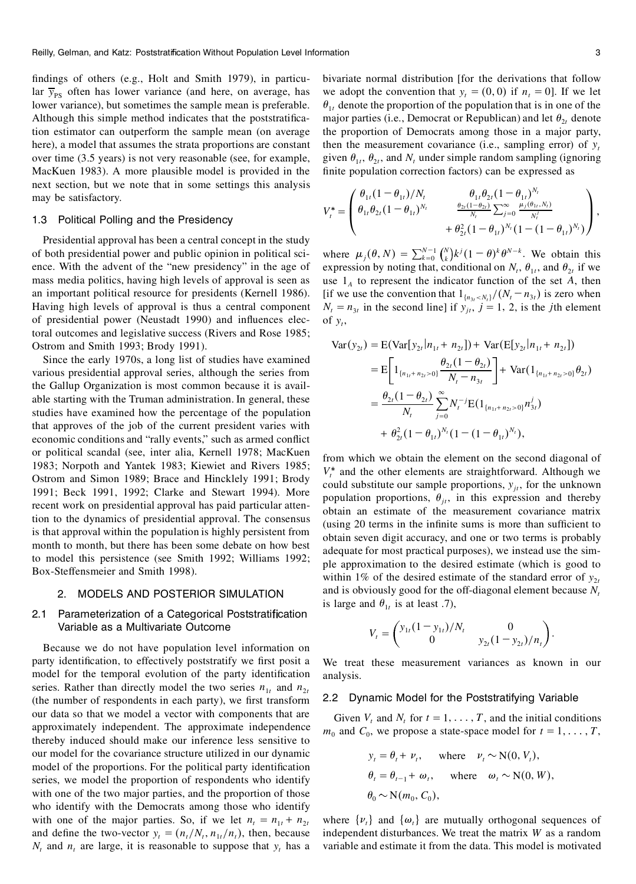findings of others (e.g., Holt and Smith 1979), in particular $\overline{y}_{\text{PS}}$ often has lower variance (and here, on average, has lower variance), but sometimes the sample mean is preferable. Although this simple method indicates that the poststratification estimator can outperform the sample mean (on average here), a model that assumes the strata proportions are constant over time (3.5 years) is not very reasonable (see, for example, MacKuen 1983). A more plausible model is provided in the next section, but we note that in some settings this analysis may be satisfactory.

### 1.3 Political Polling and the Presidency

Presidential approval has been a central concept in the study of both presidential power and public opinion in political science. With the advent of the "new presidency" in the age of mass media politics, having high levels of approval is seen as an important political resource for presidents (Kernell 1986). Having high levels of approval is thus a central component of presidential power (Neustadt 1990) and influences electoral outcomes and legislative success (Rivers and Rose 1985; Ostrom and Smith 1993; Brody 1991).

Since the early 1970s, a long list of studies have examined various presidential approval series, although the series from the Gallup Organization is most common because it is available starting with the Truman administration. In general, these studies have examined how the percentage of the population that approves of the job of the current president varies with economic conditions and "rally events," such as armed conflict or political scandal (see, inter alia, Kernell 1978; MacKuen 1983; Norpoth and Yantek 1983; Kiewiet and Rivers 1985; Ostrom and Simon 1989; Brace and Hincklely 1991; Brody 1991; Beck 1991, 1992; Clarke and Stewart 1994). More recent work on presidential approval has paid particular attention to the dynamics of presidential approval. The consensus is that approval within the population is highly persistent from month to month, but there has been some debate on how best to model this persistence (see Smith 1992; Williams 1992; Box-Steffensmeier and Smith 1998).

## 2. MODELS AND POSTERIOR SIMULATION

### 2.1 Parameterization of a Categorical Poststratification Variable as a Multivariate Outcome

Because we do not have population level information on party identification, to effectively poststratify we first posit a model for the temporal evolution of the party identification series. Rather than directly model the two series $n_{1t}$ and $n_{2t}$ (the number of respondents in each party), we first transform our data so that we model a vector with components that are approximately independent. The approximate independence thereby induced should make our inference less sensitive to our model for the covariance structure utilized in our dynamic model of the proportions. For the political party identification series, we model the proportion of respondents who identify with one of the two major parties, and the proportion of those who identify with the Democrats among those who identify with one of the major parties. So, if we let $n_t = n_{1t} + n_{2t}$ and define the two-vector $y_t = (n_t/N_t, n_{1t}/n_t)$, then, because $N_t$ and $n_t$ are large, it is reasonable to suppose that $y_t$ has a bivariate normal distribution [for the derivations that follow we adopt the convention that $y_t = (0, 0)$ if $n_t = 0$]. If we let $\theta_{1t}$ denote the proportion of the population that is in one of the major parties (i.e., Democrat or Republican) and let $\theta_{2t}$ denote the proportion of Democrats among those in a major party, then the measurement covariance (i.e., sampling error) of $y_t$ given $\theta_{1t}$, $\theta_{2t}$, and $N_t$ under simple random sampling (ignoring finite population correction factors) can be expressed as

$$V_t^* = \begin{pmatrix} \theta_{1t}(1-\theta_{1t})/N_t & \theta_{1t}\theta_{2t}(1-\theta_{1t})^{N_t} \\ \theta_{1t}\theta_{2t}(1-\theta_{1t})^{N_t} & \frac{\theta_{2t}(1-\theta_{2t})}{N_t}\sum_{j=0}^{\infty}\frac{\mu_j(\theta_{1t},N_t)}{N_t^j} \\ & \quad + \theta_{2t}^2(1-\theta_{1t})^{N_t}(1-(1-\theta_{1t})^{N_t}) \end{pmatrix},$$

where $\mu_j(\theta, N) = \sum_{k=0}^{N-1}\binom{N}{k}k^j(1-\theta)^k\theta^{N-k}$. We obtain this expression by noting that, conditional on $N_t$, $\theta_{1t}$, and $\theta_{2t}$ if we use $1_A$ to represent the indicator function of the set $A$, then [if we use the convention that $1_{\{n_{3t}<N_t\}}/(N_t - n_{3t})$ is zero when $N_t = n_{3t}$ in the second line] if $y_{jt}$, $j = 1, 2$, is the $j$th element of $y_t$,

$$\begin{aligned}
\mathrm{Var}(y_{2t}) &= \mathrm{E}(\mathrm{Var}[y_{2t}|n_{1t}+n_{2t}]) + \mathrm{Var}(\mathrm{E}[y_{2t}|n_{1t}+n_{2t}]) \\
&= \mathrm{E}\left[1_{\{n_{1t}+n_{2t}>0\}}\frac{\theta_{2t}(1-\theta_{2t})}{N_t - n_{3t}}\right] + \mathrm{Var}(1_{\{n_{1t}+n_{2t}>0\}}\theta_{2t}) \\
&= \frac{\theta_{2t}(1-\theta_{2t})}{N_t}\sum_{j=0}^{\infty}N_t^{-j}\mathrm{E}(1_{\{n_{1t}+n_{2t}>0\}}n_{3t}^j) \\
&\quad + \theta_{2t}^2(1-\theta_{1t})^{N_t}(1-(1-\theta_{1t})^{N_t}),
\end{aligned}$$

from which we obtain the element on the second diagonal of $V_t^*$ and the other elements are straightforward. Although we could substitute our sample proportions, $y_{jt}$, for the unknown population proportions, $\theta_{jt}$, in this expression and thereby obtain an estimate of the measurement covariance matrix (using 20 terms in the infinite sums is more than sufficient to obtain seven digit accuracy, and one or two terms is probably adequate for most practical purposes), we instead use the simple approximation to the desired estimate (which is good to within 1% of the desired estimate of the standard error of $y_{2t}$ and is obviously good for the off-diagonal element because $N_t$ is large and $\theta_{1t}$ is at least .7),

$$V_t = \begin{pmatrix} y_{1t}(1-y_{1t})/N_t & 0 \\ 0 & y_{2t}(1-y_{2t})/n_t \end{pmatrix}.$$

We treat these measurement variances as known in our analysis.

### 2.2 Dynamic Model for the Poststratifying Variable

Given $V_t$ and $N_t$ for $t = 1, \ldots, T$, and the initial conditions $m_0$ and $C_0$, we propose a state-space model for $t = 1, \ldots, T$,

$$\begin{aligned}
y_t &= \theta_t + \nu_t, \qquad \text{where} \quad \nu_t \sim \mathrm{N}(0, V_t), \\
\theta_t &= \theta_{t-1} + \omega_t, \qquad \text{where} \quad \omega_t \sim \mathrm{N}(0, W), \\
\theta_0 &\sim \mathrm{N}(m_0, C_0),
\end{aligned}$$

where $\{\nu_t\}$ and $\{\omega_t\}$ are mutually orthogonal sequences of independent disturbances. We treat the matrix $W$ as a random variable and estimate it from the data. This model is motivated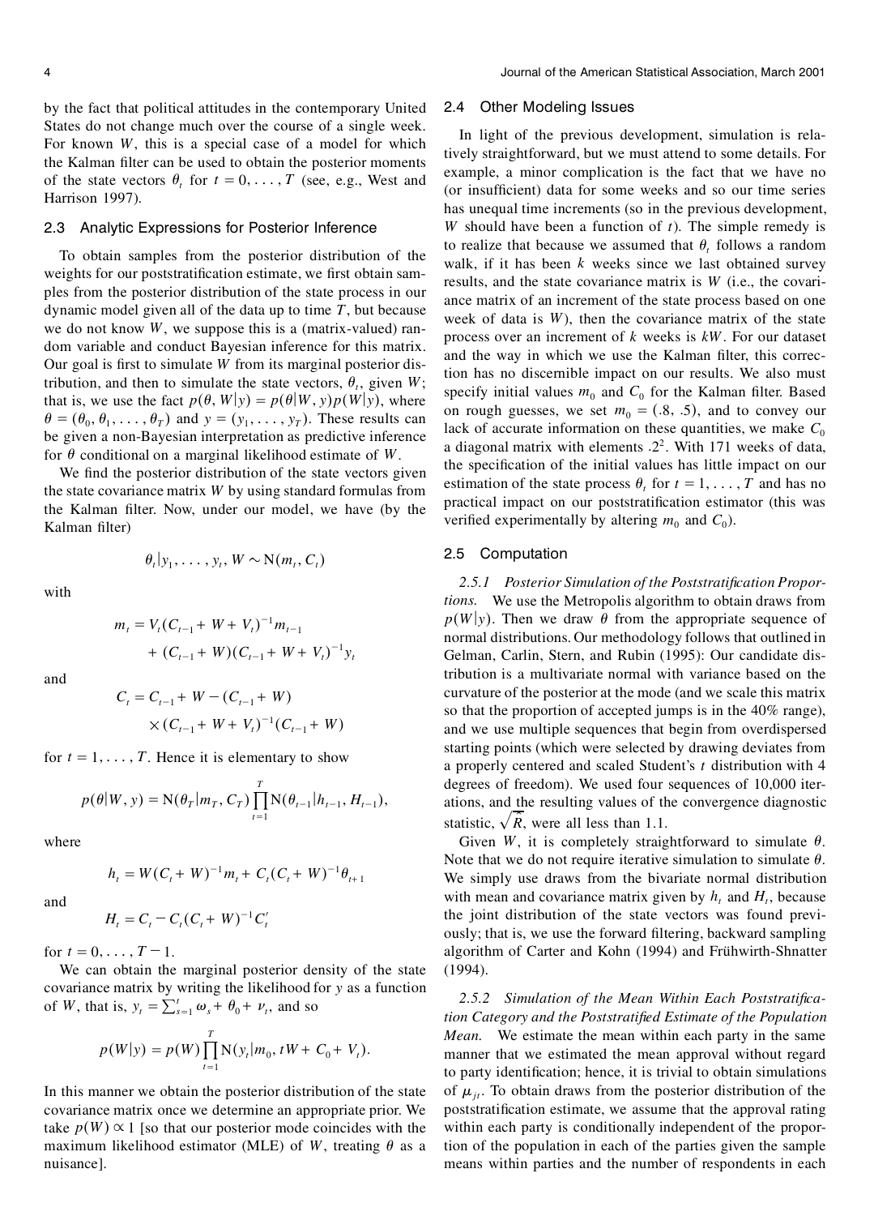by the fact that political attitudes in the contemporary United States do not change much over the course of a single week. For known $W$, this is a special case of a model for which the Kalman filter can be used to obtain the posterior moments of the state vectors $\theta_t$ for $t = 0, \ldots, T$ (see, e.g., West and Harrison 1997).

### 2.3 Analytic Expressions for Posterior Inference

To obtain samples from the posterior distribution of the weights for our poststratification estimate, we first obtain samples from the posterior distribution of the state process in our dynamic model given all of the data up to time $T$, but because we do not know $W$, we suppose this is a (matrix-valued) random variable and conduct Bayesian inference for this matrix. Our goal is first to simulate $W$ from its marginal posterior distribution, and then to simulate the state vectors, $\theta_t$, given $W$; that is, we use the fact $p(\theta, W|y) = p(\theta|W, y)p(W|y)$, where $\theta = (\theta_0, \theta_1, \ldots, \theta_T)$ and $y = (y_1, \ldots, y_T)$. These results can be given a non-Bayesian interpretation as predictive inference for $\theta$ conditional on a marginal likelihood estimate of $W$.

We find the posterior distribution of the state vectors given the state covariance matrix $W$ by using standard formulas from the Kalman filter. Now, under our model, we have (by the Kalman filter)

$$\theta_t|y_1, \ldots, y_t, W \sim \mathrm{N}(m_t, C_t)$$

with

$$m_t = V_t(C_{t-1} + W + V_t)^{-1}m_{t-1} + (C_{t-1} + W)(C_{t-1} + W + V_t)^{-1}y_t$$

and

$$C_t = C_{t-1} + W - (C_{t-1} + W) \times (C_{t-1} + W + V_t)^{-1}(C_{t-1} + W)$$

for $t = 1, \ldots, T$. Hence it is elementary to show

$$p(\theta|W, y) = \mathrm{N}(\theta_T|m_T, C_T)\prod_{t=1}^{T}\mathrm{N}(\theta_{t-1}|h_{t-1}, H_{t-1}),$$

where

$$h_t = W(C_t + W)^{-1}m_t + C_t(C_t + W)^{-1}\theta_{t+1}$$

and

$$H_t = C_t - C_t(C_t + W)^{-1}C_t'$$

for $t = 0, \ldots, T - 1$.

We can obtain the marginal posterior density of the state covariance matrix by writing the likelihood for $y$ as a function of $W$, that is, $y_t = \sum_{s=1}^{t} \omega_s + \theta_0 + \nu_t$, and so

$$p(W|y) = p(W)\prod_{t=1}^{T}\mathrm{N}(y_t|m_0, tW + C_0 + V_t).$$

In this manner we obtain the posterior distribution of the state covariance matrix once we determine an appropriate prior. We take $p(W) \propto 1$ [so that our posterior mode coincides with the maximum likelihood estimator (MLE) of $W$, treating $\theta$ as a nuisance].

### 2.4 Other Modeling Issues

In light of the previous development, simulation is relatively straightforward, but we must attend to some details. For example, a minor complication is the fact that we have no (or insufficient) data for some weeks and so our time series has unequal time increments (so in the previous development, $W$ should have been a function of $t$). The simple remedy is to realize that because we assumed that $\theta_t$ follows a random walk, if it has been $k$ weeks since we last obtained survey results, and the state covariance matrix is $W$ (i.e., the covariance matrix of an increment of the state process based on one week of data is $W$), then the covariance matrix of the state process over an increment of $k$ weeks is $kW$. For our dataset and the way in which we use the Kalman filter, this correction has no discernible impact on our results. We also must specify initial values $m_0$ and $C_0$ for the Kalman filter. Based on rough guesses, we set $m_0 = (.8, .5)$, and to convey our lack of accurate information on these quantities, we make $C_0$ a diagonal matrix with elements $.2^2$. With 171 weeks of data, the specification of the initial values has little impact on our estimation of the state process $\theta_t$ for $t = 1, \ldots, T$ and has no practical impact on our poststratification estimator (this was verified experimentally by altering $m_0$ and $C_0$).

### 2.5 Computation

*2.5.1 Posterior Simulation of the Poststratification Proportions.* We use the Metropolis algorithm to obtain draws from $p(W|y)$. Then we draw $\theta$ from the appropriate sequence of normal distributions. Our methodology follows that outlined in Gelman, Carlin, Stern, and Rubin (1995): Our candidate distribution is a multivariate normal with variance based on the curvature of the posterior at the mode (and we scale this matrix so that the proportion of accepted jumps is in the 40% range), and we use multiple sequences that begin from overdispersed starting points (which were selected by drawing deviates from a properly centered and scaled Student's $t$ distribution with 4 degrees of freedom). We used four sequences of 10,000 iterations, and the resulting values of the convergence diagnostic statistic, $\sqrt{\hat{R}}$, were all less than 1.1.

Given $W$, it is completely straightforward to simulate $\theta$. Note that we do not require iterative simulation to simulate $\theta$. We simply use draws from the bivariate normal distribution with mean and covariance matrix given by $h_t$ and $H_t$, because the joint distribution of the state vectors was found previously; that is, we use the forward filtering, backward sampling algorithm of Carter and Kohn (1994) and Frühwirth-Shnatter (1994).

*2.5.2 Simulation of the Mean Within Each Poststratification Category and the Poststratified Estimate of the Population Mean.* We estimate the mean within each party in the same manner that we estimated the mean approval without regard to party identification; hence, it is trivial to obtain simulations of $\mu_{jt}$. To obtain draws from the posterior distribution of the poststratification estimate, we assume that the approval rating within each party is conditionally independent of the proportion of the population in each of the parties given the sample means within parties and the number of respondents in each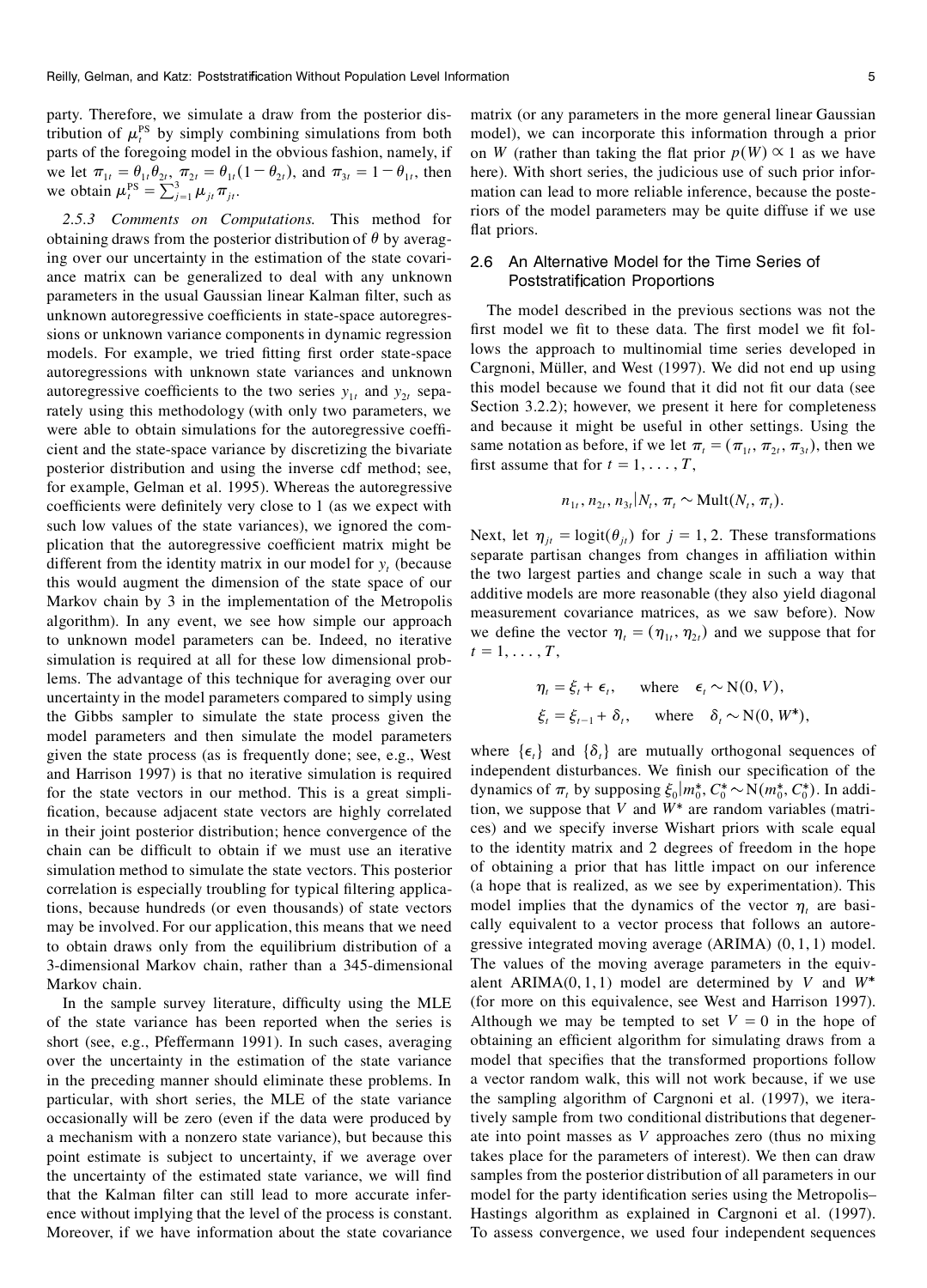party. Therefore, we simulate a draw from the posterior distribution of $\mu_t^{\text{PS}}$ by simply combining simulations from both parts of the foregoing model in the obvious fashion, namely, if we let $\pi_{1t} = \theta_{1t}\theta_{2t}$, $\pi_{2t} = \theta_{1t}(1 - \theta_{2t})$, and $\pi_{3t} = 1 - \theta_{1t}$, then we obtain $\mu_t^{\text{PS}} = \sum_{j=1}^{3} \mu_{jt}\pi_{jt}$.

*2.5.3 Comments on Computations.* This method for obtaining draws from the posterior distribution of $\theta$ by averaging over our uncertainty in the estimation of the state covariance matrix can be generalized to deal with any unknown parameters in the usual Gaussian linear Kalman filter, such as unknown autoregressive coefficients in state-space autoregressions or unknown variance components in dynamic regression models. For example, we tried fitting first order state-space autoregressions with unknown state variances and unknown autoregressive coefficients to the two series $y_{1t}$ and $y_{2t}$ separately using this methodology (with only two parameters, we were able to obtain simulations for the autoregressive coefficient and the state-space variance by discretizing the bivariate posterior distribution and using the inverse cdf method; see, for example, Gelman et al. 1995). Whereas the autoregressive coefficients were definitely very close to 1 (as we expect with such low values of the state variances), we ignored the complication that the autoregressive coefficient matrix might be different from the identity matrix in our model for $y_t$ (because this would augment the dimension of the state space of our Markov chain by 3 in the implementation of the Metropolis algorithm). In any event, we see how simple our approach to unknown model parameters can be. Indeed, no iterative simulation is required at all for these low dimensional problems. The advantage of this technique for averaging over our uncertainty in the model parameters compared to simply using the Gibbs sampler to simulate the state process given the model parameters and then simulate the model parameters given the state process (as is frequently done; see, e.g., West and Harrison 1997) is that no iterative simulation is required for the state vectors in our method. This is a great simplification, because adjacent state vectors are highly correlated in their joint posterior distribution; hence convergence of the chain can be difficult to obtain if we must use an iterative simulation method to simulate the state vectors. This posterior correlation is especially troubling for typical filtering applications, because hundreds (or even thousands) of state vectors may be involved. For our application, this means that we need to obtain draws only from the equilibrium distribution of a 3-dimensional Markov chain, rather than a 345-dimensional Markov chain.

In the sample survey literature, difficulty using the MLE of the state variance has been reported when the series is short (see, e.g., Pfeffermann 1991). In such cases, averaging over the uncertainty in the estimation of the state variance in the preceding manner should eliminate these problems. In particular, with short series, the MLE of the state variance occasionally will be zero (even if the data were produced by a mechanism with a nonzero state variance), but because this point estimate is subject to uncertainty, if we average over the uncertainty of the estimated state variance, we will find that the Kalman filter can still lead to more accurate inference without implying that the level of the process is constant. Moreover, if we have information about the state covariance matrix (or any parameters in the more general linear Gaussian model), we can incorporate this information through a prior on $W$ (rather than taking the flat prior $p(W) \propto 1$ as we have here). With short series, the judicious use of such prior information can lead to more reliable inference, because the posteriors of the model parameters may be quite diffuse if we use flat priors.

## 2.6 An Alternative Model for the Time Series of Poststratification Proportions

The model described in the previous sections was not the first model we fit to these data. The first model we fit follows the approach to multinomial time series developed in Cargnoni, Müller, and West (1997). We did not end up using this model because we found that it did not fit our data (see Section 3.2.2); however, we present it here for completeness and because it might be useful in other settings. Using the same notation as before, if we let $\pi_t = (\pi_{1t}, \pi_{2t}, \pi_{3t})$, then we first assume that for $t = 1, \ldots, T$,

$$n_{1t}, n_{2t}, n_{3t} | N_t, \pi_t \sim \text{Mult}(N_t, \pi_t).$$

Next, let $\eta_{jt} = \text{logit}(\theta_{jt})$ for $j = 1, 2$. These transformations separate partisan changes from changes in affiliation within the two largest parties and change scale in such a way that additive models are more reasonable (they also yield diagonal measurement covariance matrices, as we saw before). Now we define the vector $\eta_t = (\eta_{1t}, \eta_{2t})$ and we suppose that for $t = 1, \ldots, T$,

$$\eta_t = \xi_t + \epsilon_t, \quad \text{where} \quad \epsilon_t \sim \text{N}(0, V),$$
$$\xi_t = \xi_{t-1} + \delta_t, \quad \text{where} \quad \delta_t \sim \text{N}(0, W^*),$$

where $\{\epsilon_t\}$ and $\{\delta_t\}$ are mutually orthogonal sequences of independent disturbances. We finish our specification of the dynamics of $\pi_t$ by supposing $\xi_0 | m_0^*, C_0^* \sim \text{N}(m_0^*, C_0^*)$. In addition, we suppose that $V$ and $W^*$ are random variables (matrices) and we specify inverse Wishart priors with scale equal to the identity matrix and 2 degrees of freedom in the hope of obtaining a prior that has little impact on our inference (a hope that is realized, as we see by experimentation). This model implies that the dynamics of the vector $\eta_t$ are basically equivalent to a vector process that follows an autoregressive integrated moving average (ARIMA) (0, 1, 1) model. The values of the moving average parameters in the equivalent ARIMA(0, 1, 1) model are determined by $V$ and $W^*$ (for more on this equivalence, see West and Harrison 1997). Although we may be tempted to set $V = 0$ in the hope of obtaining an efficient algorithm for simulating draws from a model that specifies that the transformed proportions follow a vector random walk, this will not work because, if we use the sampling algorithm of Cargnoni et al. (1997), we iteratively sample from two conditional distributions that degenerate into point masses as $V$ approaches zero (thus no mixing takes place for the parameters of interest). We then can draw samples from the posterior distribution of all parameters in our model for the party identification series using the Metropolis–Hastings algorithm as explained in Cargnoni et al. (1997). To assess convergence, we used four independent sequences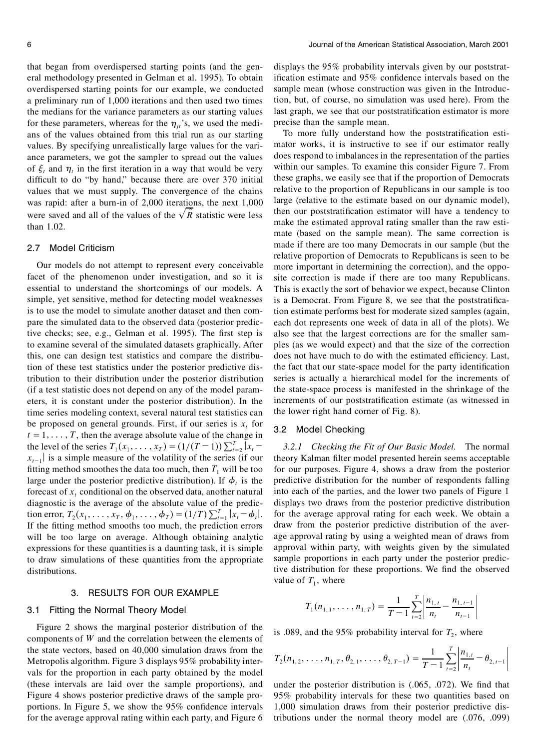that began from overdispersed starting points (and the general methodology presented in Gelman et al. 1995). To obtain overdispersed starting points for our example, we conducted a preliminary run of 1,000 iterations and then used two times the medians for the variance parameters as our starting values for these parameters, whereas for the $\eta_{jt}$'s, we used the medians of the values obtained from this trial run as our starting values. By specifying unrealistically large values for the variance parameters, we got the sampler to spread out the values of $\xi_t$ and $\eta_t$ in the first iteration in a way that would be very difficult to do "by hand," because there are over 370 initial values that we must supply. The convergence of the chains was rapid: after a burn-in of 2,000 iterations, the next 1,000 were saved and all of the values of the $\sqrt{R}$ statistic were less than 1.02.

### 2.7 Model Criticism

Our models do not attempt to represent every conceivable facet of the phenomenon under investigation, and so it is essential to understand the shortcomings of our models. A simple, yet sensitive, method for detecting model weaknesses is to use the model to simulate another dataset and then compare the simulated data to the observed data (posterior predictive checks; see, e.g., Gelman et al. 1995). The first step is to examine several of the simulated datasets graphically. After this, one can design test statistics and compare the distribution of these test statistics under the posterior predictive distribution to their distribution under the posterior distribution (if a test statistic does not depend on any of the model parameters, it is constant under the posterior distribution). In the time series modeling context, several natural test statistics can be proposed on general grounds. First, if our series is $x_t$ for $t = 1, \ldots, T$, then the average absolute value of the change in the level of the series $T_1(x_1, \ldots, x_T) = (1/(T-1)) \sum_{t=2}^{T} |x_t - x_{t-1}|$ is a simple measure of the volatility of the series (if our fitting method smoothes the data too much, then $T_1$ will be too large under the posterior predictive distribution). If $\phi_t$ is the forecast of $x_t$ conditional on the observed data, another natural diagnostic is the average of the absolute value of the prediction error, $T_2(x_1, \ldots, x_T, \phi_1, \ldots, \phi_T) = (1/T) \sum_{t=1}^{T} |x_t - \phi_t|$. If the fitting method smooths too much, the prediction errors will be too large on average. Although obtaining analytic expressions for these quantities is a daunting task, it is simple to draw simulations of these quantities from the appropriate distributions.

## 3. RESULTS FOR OUR EXAMPLE

### 3.1 Fitting the Normal Theory Model

Figure 2 shows the marginal posterior distribution of the components of $W$ and the correlation between the elements of the state vectors, based on 40,000 simulation draws from the Metropolis algorithm. Figure 3 displays 95% probability intervals for the proportion in each party obtained by the model (these intervals are laid over the sample proportions), and Figure 4 shows posterior predictive draws of the sample proportions. In Figure 5, we show the 95% confidence intervals for the average approval rating within each party, and Figure 6 displays the 95% probability intervals given by our poststratification estimate and 95% confidence intervals based on the sample mean (whose construction was given in the Introduction, but, of course, no simulation was used here). From the last graph, we see that our poststratification estimator is more precise than the sample mean.

To more fully understand how the poststratification estimator works, it is instructive to see if our estimator really does respond to imbalances in the representation of the parties within our samples. To examine this consider Figure 7. From these graphs, we easily see that if the proportion of Democrats relative to the proportion of Republicans in our sample is too large (relative to the estimate based on our dynamic model), then our poststratification estimator will have a tendency to make the estimated approval rating smaller than the raw estimate (based on the sample mean). The same correction is made if there are too many Democrats in our sample (but the relative proportion of Democrats to Republicans is seen to be more important in determining the correction), and the opposite correction is made if there are too many Republicans. This is exactly the sort of behavior we expect, because Clinton is a Democrat. From Figure 8, we see that the poststratification estimate performs best for moderate sized samples (again, each dot represents one week of data in all of the plots). We also see that the largest corrections are for the smaller samples (as we would expect) and that the size of the correction does not have much to do with the estimated efficiency. Last, the fact that our state-space model for the party identification series is actually a hierarchical model for the increments of the state-space process is manifested in the shrinkage of the increments of our poststratification estimate (as witnessed in the lower right hand corner of Fig. 8).

### 3.2 Model Checking

*3.2.1 Checking the Fit of Our Basic Model.* The normal theory Kalman filter model presented herein seems acceptable for our purposes. Figure 4, shows a draw from the posterior predictive distribution for the number of respondents falling into each of the parties, and the lower two panels of Figure 1 displays two draws from the posterior predictive distribution for the average approval rating for each week. We obtain a draw from the posterior predictive distribution of the average approval rating by using a weighted mean of draws from approval within party, with weights given by the simulated sample proportions in each party under the posterior predictive distribution for these proportions. We find the observed value of $T_1$, where

$$T_1(n_{1,1}, \ldots, n_{1,T}) = \frac{1}{T-1} \sum_{t=2}^{T} \left| \frac{n_{1,t}}{n_t} - \frac{n_{1,t-1}}{n_{t-1}} \right|$$

is .089, and the 95% probability interval for $T_2$, where

$$T_2(n_{1,2}, \ldots, n_{1,T}, \theta_{2,1}, \ldots, \theta_{2,T-1}) = \frac{1}{T-1} \sum_{t=2}^{T} \left| \frac{n_{1,t}}{n_t} - \theta_{2,t-1} \right|$$

under the posterior distribution is (.065, .072). We find that 95% probability intervals for these two quantities based on 1,000 simulation draws from their posterior predictive distributions under the normal theory model are (.076, .099)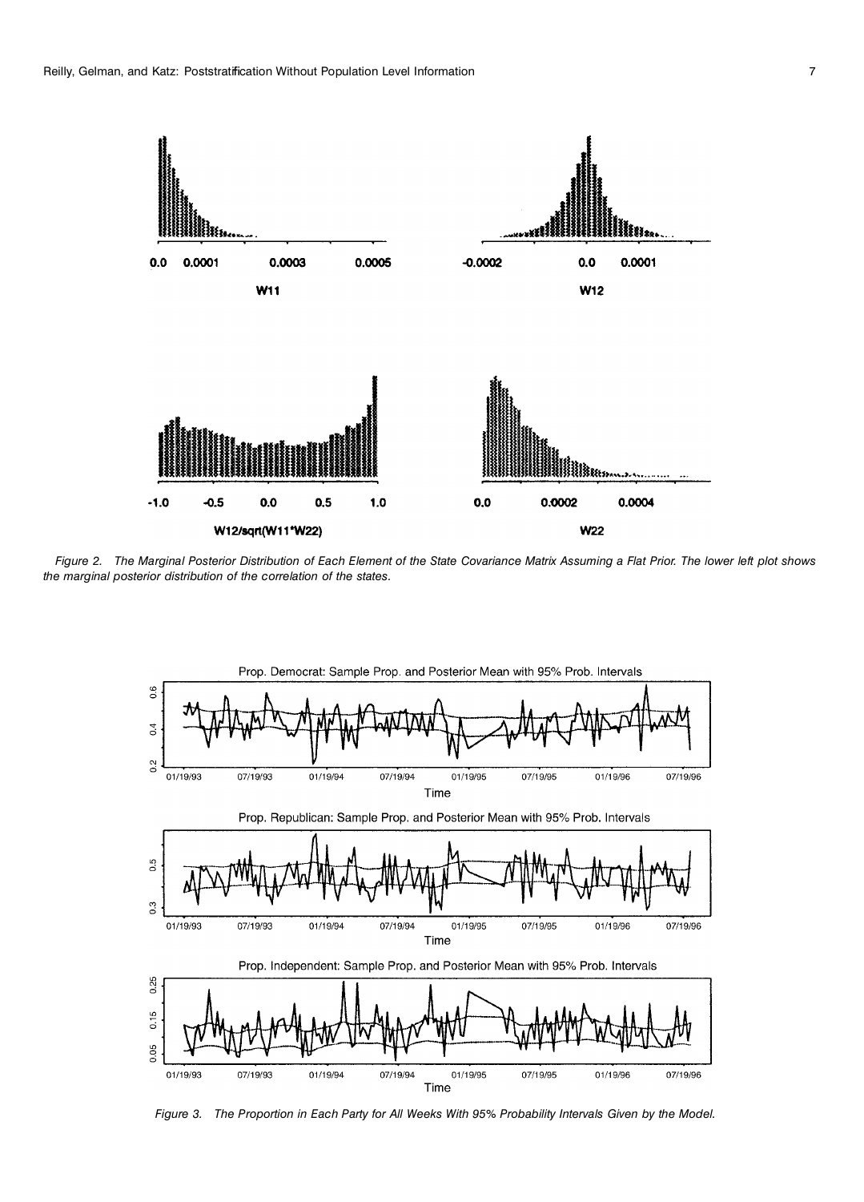*Figure 2. The Marginal Posterior Distribution of Each Element of the State Covariance Matrix Assuming a Flat Prior. The lower left plot shows the marginal posterior distribution of the correlation of the states.*

*Figure 3. The Proportion in Each Party for All Weeks With 95% Probability Intervals Given by the Model.*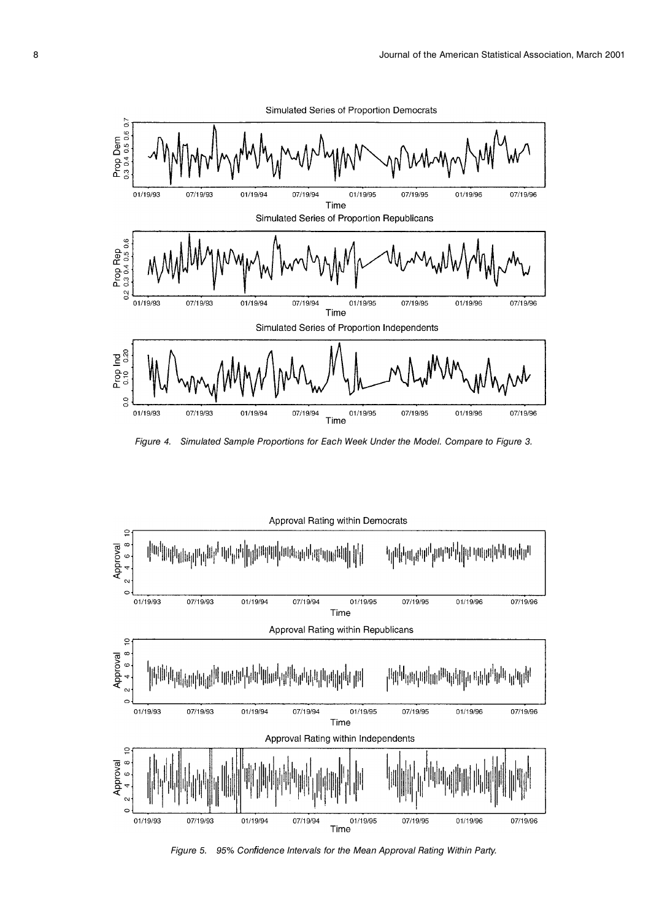Figure 4. Simulated Sample Proportions for Each Week Under the Model. Compare to Figure 3.

Figure 5. 95% Confidence Intervals for the Mean Approval Rating Within Party.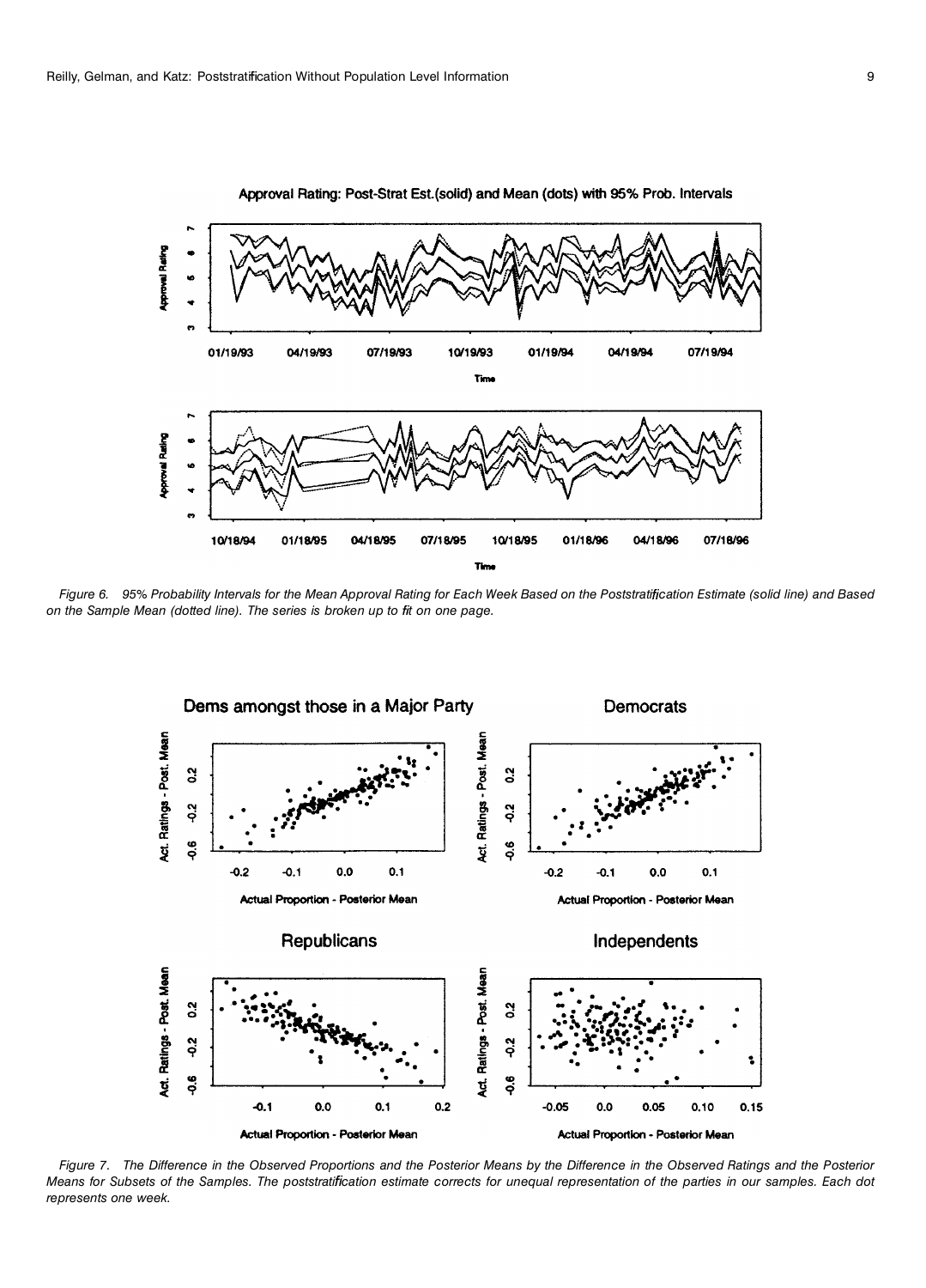*Figure 6. 95% Probability Intervals for the Mean Approval Rating for Each Week Based on the Poststratification Estimate (solid line) and Based on the Sample Mean (dotted line). The series is broken up to fit on one page.*

*Figure 7. The Difference in the Observed Proportions and the Posterior Means by the Difference in the Observed Ratings and the Posterior Means for Subsets of the Samples. The poststratification estimate corrects for unequal representation of the parties in our samples. Each dot represents one week.*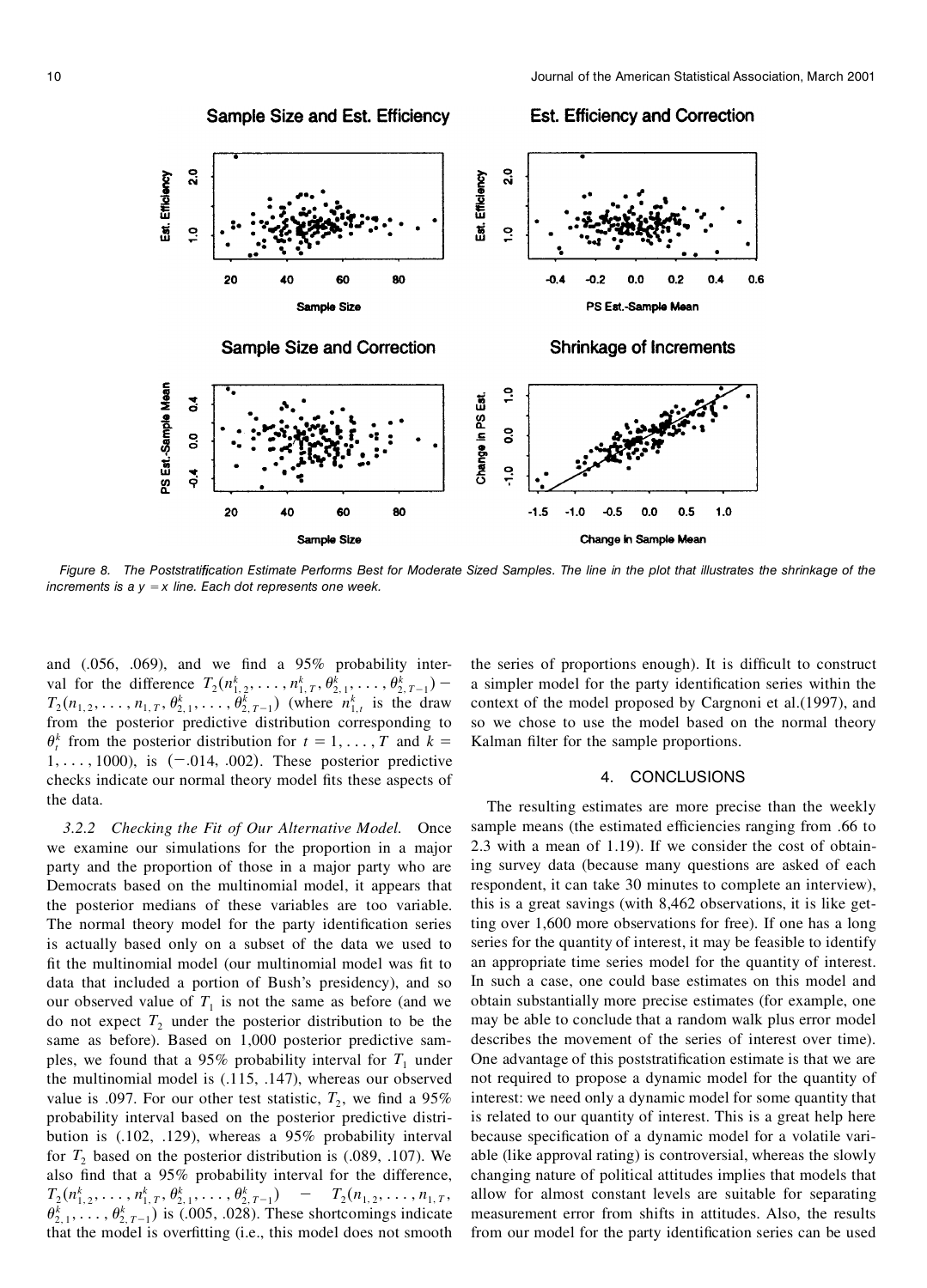Figure 8. The Poststratification Estimate Performs Best for Moderate Sized Samples. The line in the plot that illustrates the shrinkage of the increments is a $y = x$ line. Each dot represents one week.

and (.056, .069), and we find a 95% probability interval for the difference $T_2(n^k_{1,2}, \ldots, n^k_{1,T}, \theta^k_{2,1}, \ldots, \theta^k_{2,T-1}) - T_2(n_{1,2}, \ldots, n_{1,T}, \theta^k_{2,1}, \ldots, \theta^k_{2,T-1})$ (where $n^k_{1,t}$ is the draw from the posterior predictive distribution corresponding to $\theta^k_t$ from the posterior distribution for $t = 1, \ldots, T$ and $k = 1, \ldots, 1000$), is $(-.014, .002)$. These posterior predictive checks indicate our normal theory model fits these aspects of the data.

*3.2.2 Checking the Fit of Our Alternative Model.* Once we examine our simulations for the proportion in a major party and the proportion of those in a major party who are Democrats based on the multinomial model, it appears that the posterior medians of these variables are too variable. The normal theory model for the party identification series is actually based only on a subset of the data we used to fit the multinomial model (our multinomial model was fit to data that included a portion of Bush's presidency), and so our observed value of $T_1$ is not the same as before (and we do not expect $T_2$ under the posterior distribution to be the same as before). Based on 1,000 posterior predictive samples, we found that a 95% probability interval for $T_1$ under the multinomial model is (.115, .147), whereas our observed value is .097. For our other test statistic, $T_2$, we find a 95% probability interval based on the posterior predictive distribution is (.102, .129), whereas a 95% probability interval for $T_2$ based on the posterior distribution is (.089, .107). We also find that a 95% probability interval for the difference, $T_2(n^k_{1,2}, \ldots, n^k_{1,T}, \theta^k_{2,1}, \ldots, \theta^k_{2,T-1}) - T_2(n_{1,2}, \ldots, n_{1,T}, \theta^k_{2,1}, \ldots, \theta^k_{2,T-1})$ is (.005, .028). These shortcomings indicate that the model is overfitting (i.e., this model does not smooth the series of proportions enough). It is difficult to construct a simpler model for the party identification series within the context of the model proposed by Cargnoni et al.(1997), and so we chose to use the model based on the normal theory Kalman filter for the sample proportions.

## 4. CONCLUSIONS

The resulting estimates are more precise than the weekly sample means (the estimated efficiencies ranging from .66 to 2.3 with a mean of 1.19). If we consider the cost of obtaining survey data (because many questions are asked of each respondent, it can take 30 minutes to complete an interview), this is a great savings (with 8,462 observations, it is like getting over 1,600 more observations for free). If one has a long series for the quantity of interest, it may be feasible to identify an appropriate time series model for the quantity of interest. In such a case, one could base estimates on this model and obtain substantially more precise estimates (for example, one may be able to conclude that a random walk plus error model describes the movement of the series of interest over time). One advantage of this poststratification estimate is that we are not required to propose a dynamic model for the quantity of interest: we need only a dynamic model for some quantity that is related to our quantity of interest. This is a great help here because specification of a dynamic model for a volatile variable (like approval rating) is controversial, whereas the slowly changing nature of political attitudes implies that models that allow for almost constant levels are suitable for separating measurement error from shifts in attitudes. Also, the results from our model for the party identification series can be used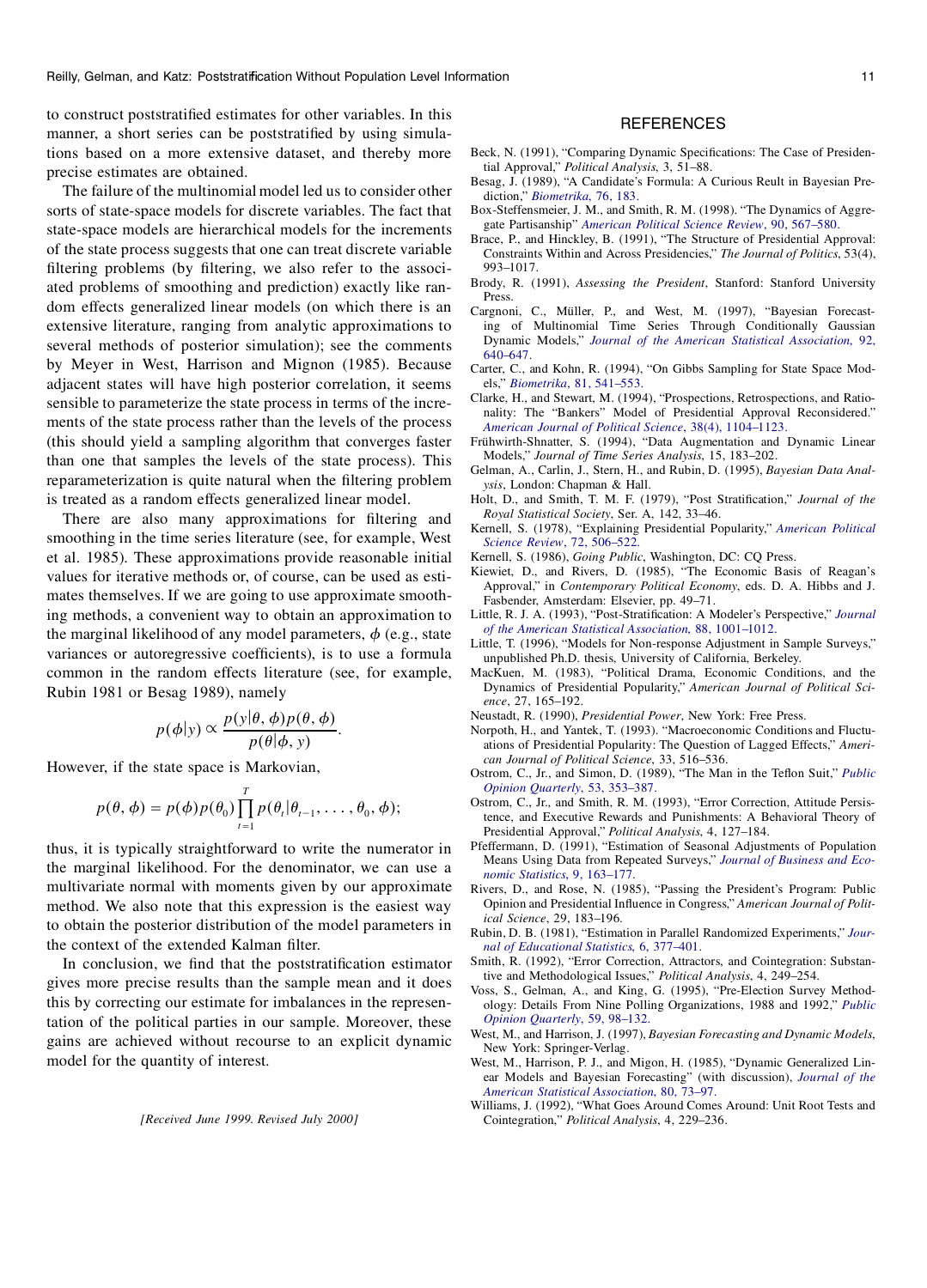to construct poststratified estimates for other variables. In this manner, a short series can be poststratified by using simulations based on a more extensive dataset, and thereby more precise estimates are obtained.

The failure of the multinomial model led us to consider other sorts of state-space models for discrete variables. The fact that state-space models are hierarchical models for the increments of the state process suggests that one can treat discrete variable filtering problems (by filtering, we also refer to the associated problems of smoothing and prediction) exactly like random effects generalized linear models (on which there is an extensive literature, ranging from analytic approximations to several methods of posterior simulation); see the comments by Meyer in West, Harrison and Mignon (1985). Because adjacent states will have high posterior correlation, it seems sensible to parameterize the state process in terms of the increments of the state process rather than the levels of the process (this should yield a sampling algorithm that converges faster than one that samples the levels of the state process). This reparameterization is quite natural when the filtering problem is treated as a random effects generalized linear model.

There are also many approximations for filtering and smoothing in the time series literature (see, for example, West et al. 1985). These approximations provide reasonable initial values for iterative methods or, of course, can be used as estimates themselves. If we are going to use approximate smoothing methods, a convenient way to obtain an approximation to the marginal likelihood of any model parameters, $\phi$ (e.g., state variances or autoregressive coefficients), is to use a formula common in the random effects literature (see, for example, Rubin 1981 or Besag 1989), namely

$$p(\phi|y) \propto \frac{p(y|\theta, \phi)p(\theta, \phi)}{p(\theta|\phi, y)}.$$

However, if the state space is Markovian,

$$p(\theta, \phi) = p(\phi)p(\theta_0)\prod_{t=1}^{T} p(\theta_t|\theta_{t-1}, \ldots, \theta_0, \phi);$$

thus, it is typically straightforward to write the numerator in the marginal likelihood. For the denominator, we can use a multivariate normal with moments given by our approximate method. We also note that this expression is the easiest way to obtain the posterior distribution of the model parameters in the context of the extended Kalman filter.

In conclusion, we find that the poststratification estimator gives more precise results than the sample mean and it does this by correcting our estimate for imbalances in the representation of the political parties in our sample. Moreover, these gains are achieved without recourse to an explicit dynamic model for the quantity of interest.

*[Received June 1999. Revised July 2000]*

## REFERENCES

Beck, N. (1991), "Comparing Dynamic Specifications: The Case of Presidential Approval," *Political Analysis*, 3, 51–88.

Besag, J. (1989), "A Candidate's Formula: A Curious Reult in Bayesian Prediction," *Biometrika*, 76, 183.

Box-Steffensmeier, J. M., and Smith, R. M. (1998). "The Dynamics of Aggregate Partisanship" *American Political Science Review*, 90, 567–580.

Brace, P., and Hinckley, B. (1991), "The Structure of Presidential Approval: Constraints Within and Across Presidencies," *The Journal of Politics*, 53(4), 993–1017.

Brody, R. (1991), *Assessing the President*, Stanford: Stanford University Press.

Cargnoni, C., Müller, P., and West, M. (1997), "Bayesian Forecasting of Multinomial Time Series Through Conditionally Gaussian Dynamic Models," *Journal of the American Statistical Association*, 92, 640–647.

Carter, C., and Kohn, R. (1994), "On Gibbs Sampling for State Space Models," *Biometrika*, 81, 541–553.

Clarke, H., and Stewart, M. (1994), "Prospections, Retrospections, and Rationality: The "Bankers" Model of Presidential Approval Reconsidered." *American Journal of Political Science*, 38(4), 1104–1123.

Frühwirth-Shnatter, S. (1994), "Data Augmentation and Dynamic Linear Models," *Journal of Time Series Analysis*, 15, 183–202.

Gelman, A., Carlin, J., Stern, H., and Rubin, D. (1995), *Bayesian Data Analysis*, London: Chapman & Hall.

Holt, D., and Smith, T. M. F. (1979), "Post Stratification," *Journal of the Royal Statistical Society*, Ser. A, 142, 33–46.

Kernell, S. (1978), "Explaining Presidential Popularity," *American Political Science Review*, 72, 506–522.

Kernell, S. (1986), *Going Public*, Washington, DC: CQ Press.

Kiewiet, D., and Rivers, D. (1985), "The Economic Basis of Reagan's Approval," in *Contemporary Political Economy*, eds. D. A. Hibbs and J. Fasbender, Amsterdam: Elsevier, pp. 49–71.

Little, R. J. A. (1993), "Post-Stratification: A Modeler's Perspective," *Journal of the American Statistical Association*, 88, 1001–1012.

Little, T. (1996), "Models for Non-response Adjustment in Sample Surveys," unpublished Ph.D. thesis, University of California, Berkeley.

MacKuen, M. (1983), "Political Drama, Economic Conditions, and the Dynamics of Presidential Popularity," *American Journal of Political Science*, 27, 165–192.

Neustadt, R. (1990), *Presidential Power*, New York: Free Press.

Norpoth, H., and Yantek, T. (1993). "Macroeconomic Conditions and Fluctuations of Presidential Popularity: The Question of Lagged Effects," *American Journal of Political Science*, 33, 516–536.

Ostrom, C., Jr., and Simon, D. (1989), "The Man in the Teflon Suit," *Public Opinion Quarterly*, 53, 353–387.

Ostrom, C., Jr., and Smith, R. M. (1993), "Error Correction, Attitude Persistence, and Executive Rewards and Punishments: A Behavioral Theory of Presidential Approval," *Political Analysis*, 4, 127–184.

Pfeffermann, D. (1991), "Estimation of Seasonal Adjustments of Population Means Using Data from Repeated Surveys," *Journal of Business and Economic Statistics*, 9, 163–177.

Rivers, D., and Rose, N. (1985), "Passing the President's Program: Public Opinion and Presidential Influence in Congress," *American Journal of Political Science*, 29, 183–196.

Rubin, D. B. (1981), "Estimation in Parallel Randomized Experiments," *Journal of Educational Statistics*, 6, 377–401.

Smith, R. (1992), "Error Correction, Attractors, and Cointegration: Substantive and Methodological Issues," *Political Analysis*, 4, 249–254.

Voss, S., Gelman, A., and King, G. (1995), "Pre-Election Survey Methodology: Details From Nine Polling Organizations, 1988 and 1992," *Public Opinion Quarterly*, 59, 98–132.

West, M., and Harrison, J. (1997), *Bayesian Forecasting and Dynamic Models*, New York: Springer-Verlag.

West, M., Harrison, P. J., and Migon, H. (1985), "Dynamic Generalized Linear Models and Bayesian Forecasting" (with discussion), *Journal of the American Statistical Association*, 80, 73–97.

Williams, J. (1992), "What Goes Around Comes Around: Unit Root Tests and Cointegration," *Political Analysis*, 4, 229–236.